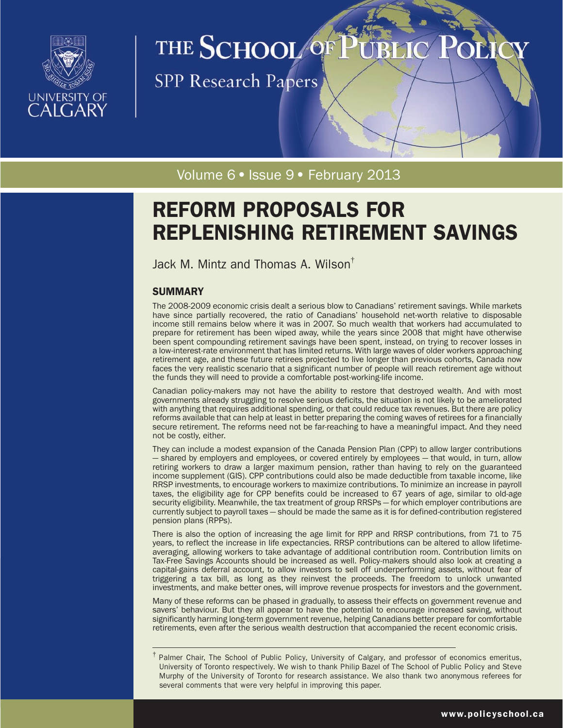THE SCHOOL OF PUBLIC POLICY

SPP Research Papers

Volume 6 • Issue 9 • February 2013

# REFORM PROPOSALS FOR REPLENISHING RETIREMENT SAVINGS

Jack M. Mintz and Thomas A. Wilson[†]

## SUMMARY

The 2008-2009 economic crisis dealt a serious blow to Canadians' retirement savings. While markets have since partially recovered, the ratio of Canadians' household net-worth relative to disposable income still remains below where it was in 2007. So much wealth that workers had accumulated to prepare for retirement has been wiped away, while the years since 2008 that might have otherwise been spent compounding retirement savings have been spent, instead, on trying to recover losses in a low-interest-rate environment that has limited returns. With large waves of older workers approaching retirement age, and these future retirees projected to live longer than previous cohorts, Canada now faces the very realistic scenario that a significant number of people will reach retirement age without the funds they will need to provide a comfortable post-working-life income.

Canadian policy-makers may not have the ability to restore that destroyed wealth. And with most governments already struggling to resolve serious deficits, the situation is not likely to be ameliorated with anything that requires additional spending, or that could reduce tax revenues. But there are policy reforms available that can help at least in better preparing the coming waves of retirees for a financially secure retirement. The reforms need not be far-reaching to have a meaningful impact. And they need not be costly, either.

They can include a modest expansion of the Canada Pension Plan (CPP) to allow larger contributions — shared by employers and employees, or covered entirely by employees — that would, in turn, allow retiring workers to draw a larger maximum pension, rather than having to rely on the guaranteed income supplement (GIS). CPP contributions could also be made deductible from taxable income, like RRSP investments, to encourage workers to maximize contributions. To minimize an increase in payroll taxes, the eligibility age for CPP benefits could be increased to 67 years of age, similar to old-age security eligibility. Meanwhile, the tax treatment of group RRSPs — for which employer contributions are currently subject to payroll taxes — should be made the same as it is for defined-contribution registered pension plans (RPPs).

There is also the option of increasing the age limit for RPP and RRSP contributions, from 71 to 75 years, to reflect the increase in life expectancies. RRSP contributions can be altered to allow lifetime-averaging, allowing workers to take advantage of additional contribution room. Contribution limits on Tax-Free Savings Accounts should be increased as well. Policy-makers should also look at creating a capital-gains deferral account, to allow investors to sell off underperforming assets, without fear of triggering a tax bill, as long as they reinvest the proceeds. The freedom to unlock unwanted investments, and make better ones, will improve revenue prospects for investors and the government.

Many of these reforms can be phased in gradually, to assess their effects on government revenue and savers' behaviour. But they all appear to have the potential to encourage increased saving, without significantly harming long-term government revenue, helping Canadians better prepare for comfortable retirements, even after the serious wealth destruction that accompanied the recent economic crisis.

---

[†] Palmer Chair, The School of Public Policy, University of Calgary, and professor of economics emeritus, University of Toronto respectively. We wish to thank Philip Bazel of The School of Public Policy and Steve Murphy of the University of Toronto for research assistance. We also thank two anonymous referees for several comments that were very helpful in improving this paper.

www.policyschool.ca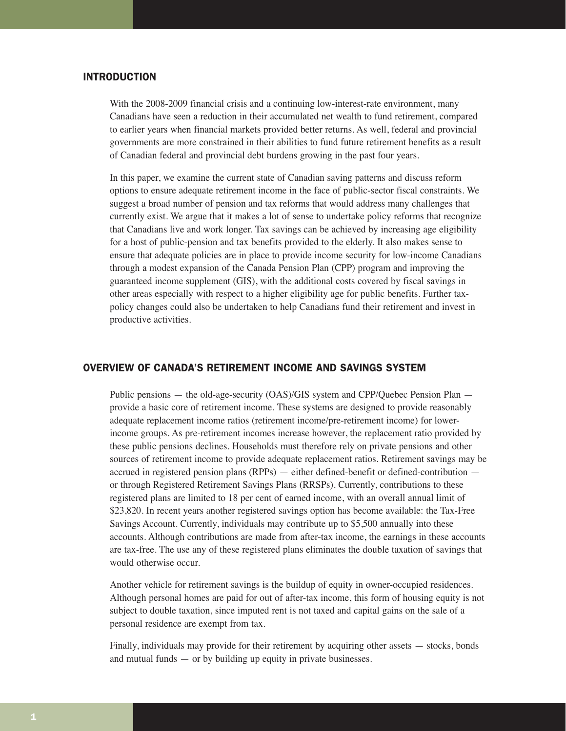## INTRODUCTION

With the 2008-2009 financial crisis and a continuing low-interest-rate environment, many Canadians have seen a reduction in their accumulated net wealth to fund retirement, compared to earlier years when financial markets provided better returns. As well, federal and provincial governments are more constrained in their abilities to fund future retirement benefits as a result of Canadian federal and provincial debt burdens growing in the past four years.

In this paper, we examine the current state of Canadian saving patterns and discuss reform options to ensure adequate retirement income in the face of public-sector fiscal constraints. We suggest a broad number of pension and tax reforms that would address many challenges that currently exist. We argue that it makes a lot of sense to undertake policy reforms that recognize that Canadians live and work longer. Tax savings can be achieved by increasing age eligibility for a host of public-pension and tax benefits provided to the elderly. It also makes sense to ensure that adequate policies are in place to provide income security for low-income Canadians through a modest expansion of the Canada Pension Plan (CPP) program and improving the guaranteed income supplement (GIS), with the additional costs covered by fiscal savings in other areas especially with respect to a higher eligibility age for public benefits. Further tax-policy changes could also be undertaken to help Canadians fund their retirement and invest in productive activities.

## OVERVIEW OF CANADA'S RETIREMENT INCOME AND SAVINGS SYSTEM

Public pensions — the old-age-security (OAS)/GIS system and CPP/Quebec Pension Plan — provide a basic core of retirement income. These systems are designed to provide reasonably adequate replacement income ratios (retirement income/pre-retirement income) for lower-income groups. As pre-retirement incomes increase however, the replacement ratio provided by these public pensions declines. Households must therefore rely on private pensions and other sources of retirement income to provide adequate replacement ratios. Retirement savings may be accrued in registered pension plans (RPPs) — either defined-benefit or defined-contribution — or through Registered Retirement Savings Plans (RRSPs). Currently, contributions to these registered plans are limited to 18 per cent of earned income, with an overall annual limit of $23,820. In recent years another registered savings option has become available: the Tax-Free Savings Account. Currently, individuals may contribute up to $5,500 annually into these accounts. Although contributions are made from after-tax income, the earnings in these accounts are tax-free. The use any of these registered plans eliminates the double taxation of savings that would otherwise occur.

Another vehicle for retirement savings is the buildup of equity in owner-occupied residences. Although personal homes are paid for out of after-tax income, this form of housing equity is not subject to double taxation, since imputed rent is not taxed and capital gains on the sale of a personal residence are exempt from tax.

Finally, individuals may provide for their retirement by acquiring other assets — stocks, bonds and mutual funds — or by building up equity in private businesses.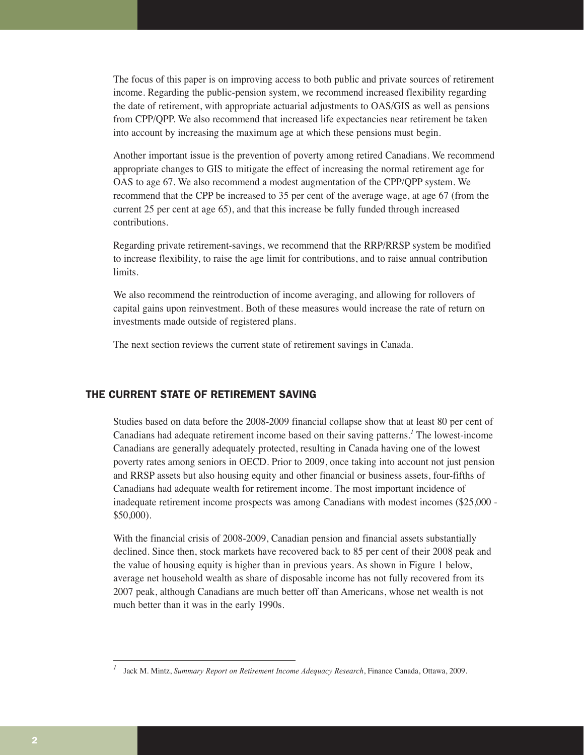The focus of this paper is on improving access to both public and private sources of retirement income. Regarding the public-pension system, we recommend increased flexibility regarding the date of retirement, with appropriate actuarial adjustments to OAS/GIS as well as pensions from CPP/QPP. We also recommend that increased life expectancies near retirement be taken into account by increasing the maximum age at which these pensions must begin.

Another important issue is the prevention of poverty among retired Canadians. We recommend appropriate changes to GIS to mitigate the effect of increasing the normal retirement age for OAS to age 67. We also recommend a modest augmentation of the CPP/QPP system. We recommend that the CPP be increased to 35 per cent of the average wage, at age 67 (from the current 25 per cent at age 65), and that this increase be fully funded through increased contributions.

Regarding private retirement-savings, we recommend that the RRP/RRSP system be modified to increase flexibility, to raise the age limit for contributions, and to raise annual contribution limits.

We also recommend the reintroduction of income averaging, and allowing for rollovers of capital gains upon reinvestment. Both of these measures would increase the rate of return on investments made outside of registered plans.

The next section reviews the current state of retirement savings in Canada.

## THE CURRENT STATE OF RETIREMENT SAVING

Studies based on data before the 2008-2009 financial collapse show that at least 80 per cent of Canadians had adequate retirement income based on their saving patterns.[1] The lowest-income Canadians are generally adequately protected, resulting in Canada having one of the lowest poverty rates among seniors in OECD. Prior to 2009, once taking into account not just pension and RRSP assets but also housing equity and other financial or business assets, four-fifths of Canadians had adequate wealth for retirement income. The most important incidence of inadequate retirement income prospects was among Canadians with modest incomes ($25,000 - $50,000).

With the financial crisis of 2008-2009, Canadian pension and financial assets substantially declined. Since then, stock markets have recovered back to 85 per cent of their 2008 peak and the value of housing equity is higher than in previous years. As shown in Figure 1 below, average net household wealth as share of disposable income has not fully recovered from its 2007 peak, although Canadians are much better off than Americans, whose net wealth is not much better than it was in the early 1990s.

---

[1] Jack M. Mintz, *Summary Report on Retirement Income Adequacy Research*, Finance Canada, Ottawa, 2009.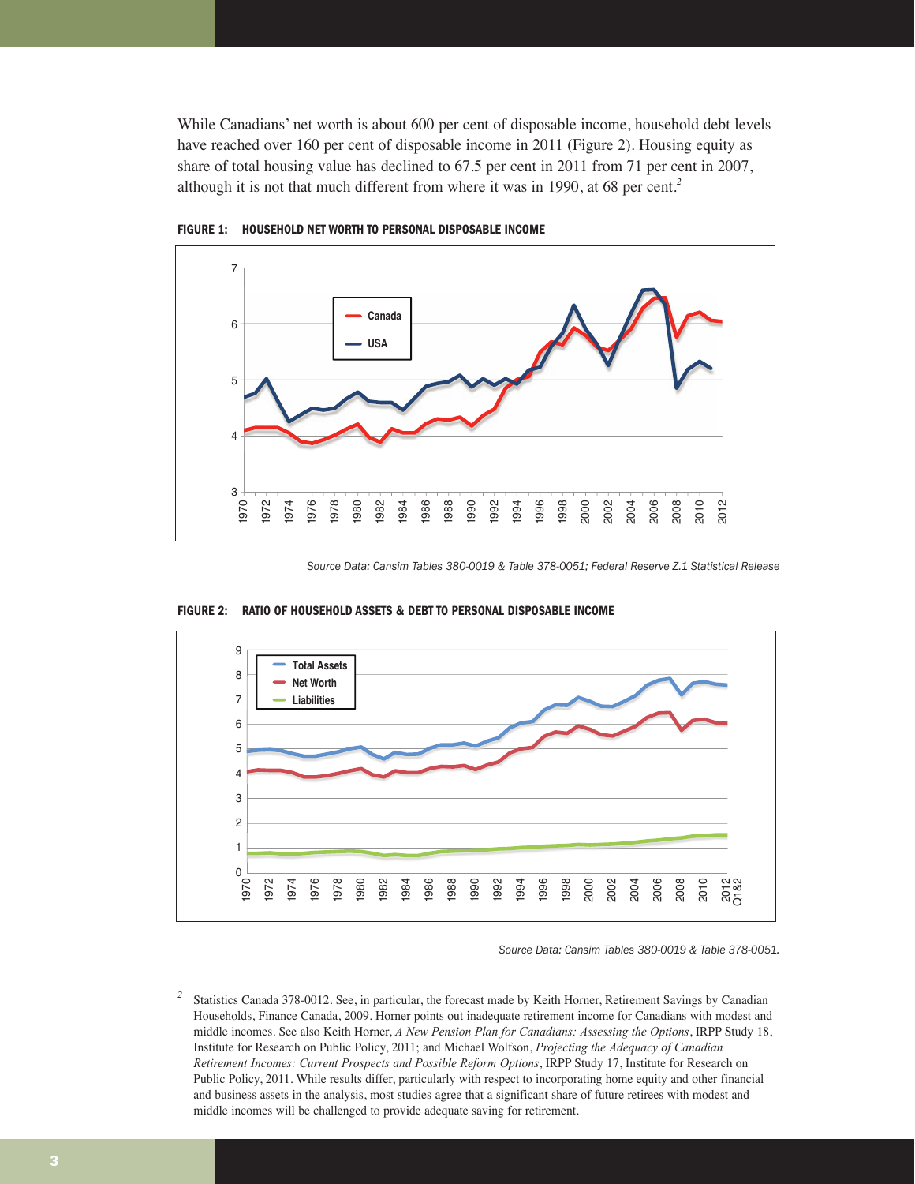While Canadians' net worth is about 600 per cent of disposable income, household debt levels have reached over 160 per cent of disposable income in 2011 (Figure 2). Housing equity as share of total housing value has declined to 67.5 per cent in 2011 from 71 per cent in 2007, although it is not that much different from where it was in 1990, at 68 per cent.[2]

**FIGURE 1: HOUSEHOLD NET WORTH TO PERSONAL DISPOSABLE INCOME**

*Source Data: Cansim Tables 380-0019 & Table 378-0051; Federal Reserve Z.1 Statistical Release*

**FIGURE 2: RATIO OF HOUSEHOLD ASSETS & DEBT TO PERSONAL DISPOSABLE INCOME**

*Source Data: Cansim Tables 380-0019 & Table 378-0051.*

---

[2] Statistics Canada 378-0012. See, in particular, the forecast made by Keith Horner, Retirement Savings by Canadian Households, Finance Canada, 2009. Horner points out inadequate retirement income for Canadians with modest and middle incomes. See also Keith Horner, *A New Pension Plan for Canadians: Assessing the Options*, IRPP Study 18, Institute for Research on Public Policy, 2011; and Michael Wolfson, *Projecting the Adequacy of Canadian Retirement Incomes: Current Prospects and Possible Reform Options*, IRPP Study 17, Institute for Research on Public Policy, 2011. While results differ, particularly with respect to incorporating home equity and other financial and business assets in the analysis, most studies agree that a significant share of future retirees with modest and middle incomes will be challenged to provide adequate saving for retirement.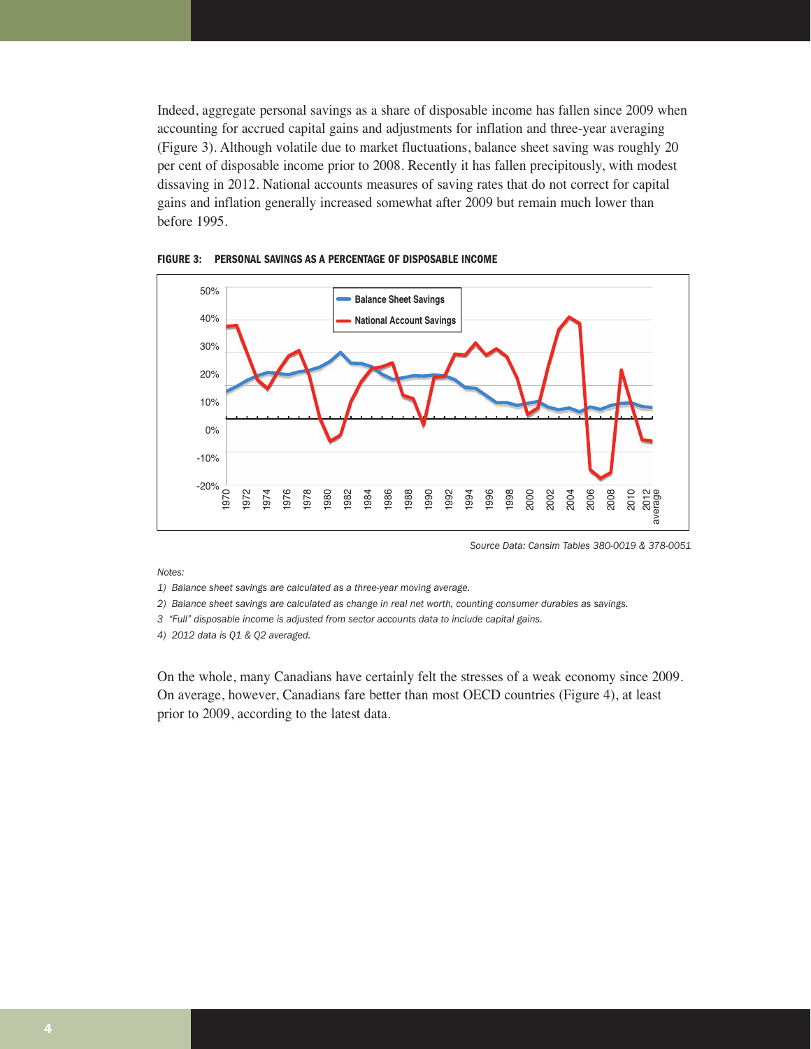Indeed, aggregate personal savings as a share of disposable income has fallen since 2009 when accounting for accrued capital gains and adjustments for inflation and three-year averaging (Figure 3). Although volatile due to market fluctuations, balance sheet saving was roughly 20 per cent of disposable income prior to 2008. Recently it has fallen precipitously, with modest dissaving in 2012. National accounts measures of saving rates that do not correct for capital gains and inflation generally increased somewhat after 2009 but remain much lower than before 1995.

**FIGURE 3: PERSONAL SAVINGS AS A PERCENTAGE OF DISPOSABLE INCOME**

*Source Data: Cansim Tables 380-0019 & 378-0051*

*Notes:*

*1) Balance sheet savings are calculated as a three-year moving average.*

*2) Balance sheet savings are calculated as change in real net worth, counting consumer durables as savings.*

*3 "Full" disposable income is adjusted from sector accounts data to include capital gains.*

*4) 2012 data is Q1 & Q2 averaged.*

On the whole, many Canadians have certainly felt the stresses of a weak economy since 2009. On average, however, Canadians fare better than most OECD countries (Figure 4), at least prior to 2009, according to the latest data.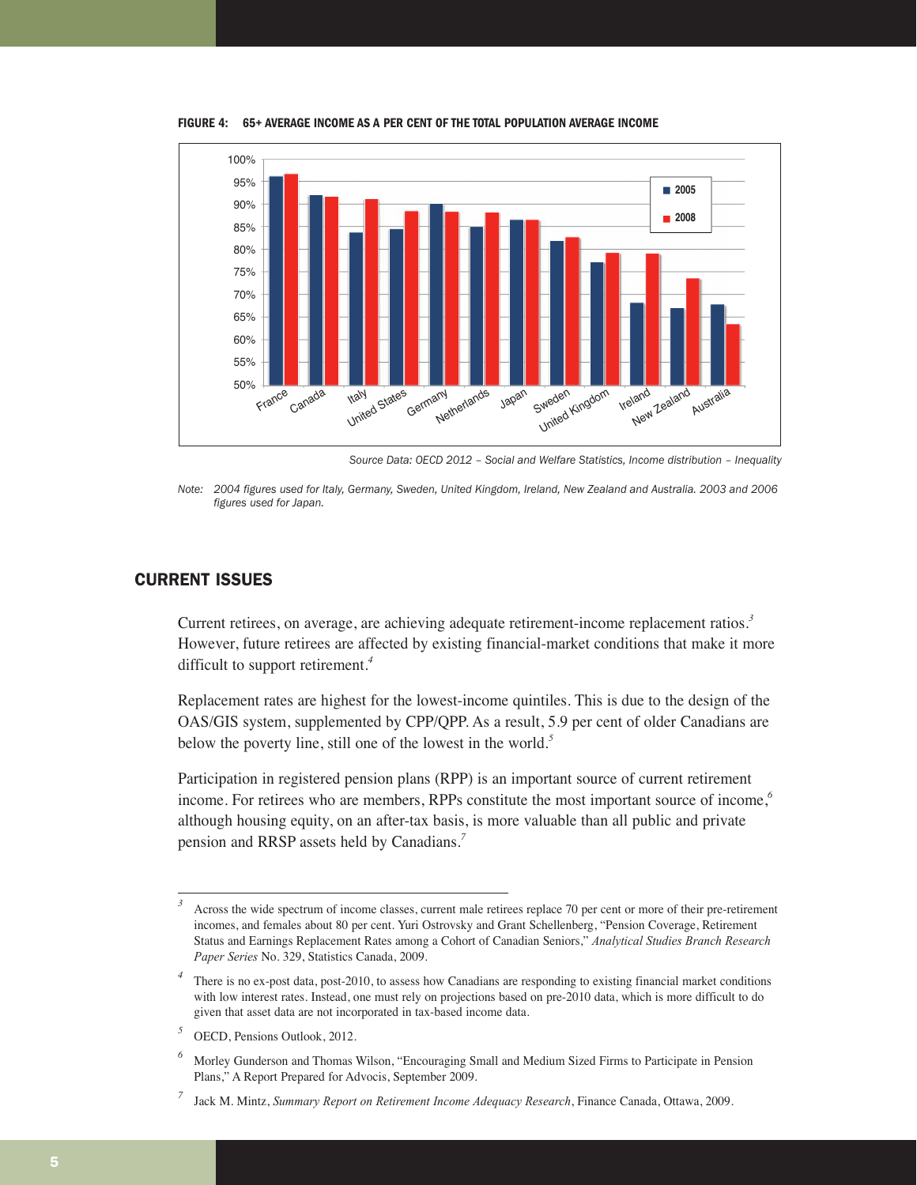**FIGURE 4: 65+ AVERAGE INCOME AS A PER CENT OF THE TOTAL POPULATION AVERAGE INCOME**

*Source Data: OECD 2012 – Social and Welfare Statistics, Income distribution – Inequality*

*Note: 2004 figures used for Italy, Germany, Sweden, United Kingdom, Ireland, New Zealand and Australia. 2003 and 2006 figures used for Japan.*

## CURRENT ISSUES

Current retirees, on average, are achieving adequate retirement-income replacement ratios.[3] However, future retirees are affected by existing financial-market conditions that make it more difficult to support retirement.[4]

Replacement rates are highest for the lowest-income quintiles. This is due to the design of the OAS/GIS system, supplemented by CPP/QPP. As a result, 5.9 per cent of older Canadians are below the poverty line, still one of the lowest in the world.[5]

Participation in registered pension plans (RPP) is an important source of current retirement income. For retirees who are members, RPPs constitute the most important source of income,[6] although housing equity, on an after-tax basis, is more valuable than all public and private pension and RRSP assets held by Canadians.[7]

---

[3] Across the wide spectrum of income classes, current male retirees replace 70 per cent or more of their pre-retirement incomes, and females about 80 per cent. Yuri Ostrovsky and Grant Schellenberg, "Pension Coverage, Retirement Status and Earnings Replacement Rates among a Cohort of Canadian Seniors," *Analytical Studies Branch Research Paper Series* No. 329, Statistics Canada, 2009.

[4] There is no ex-post data, post-2010, to assess how Canadians are responding to existing financial market conditions with low interest rates. Instead, one must rely on projections based on pre-2010 data, which is more difficult to do given that asset data are not incorporated in tax-based income data.

[5] OECD, Pensions Outlook, 2012.

[6] Morley Gunderson and Thomas Wilson, "Encouraging Small and Medium Sized Firms to Participate in Pension Plans," A Report Prepared for Advocis, September 2009.

[7] Jack M. Mintz, *Summary Report on Retirement Income Adequacy Research*, Finance Canada, Ottawa, 2009.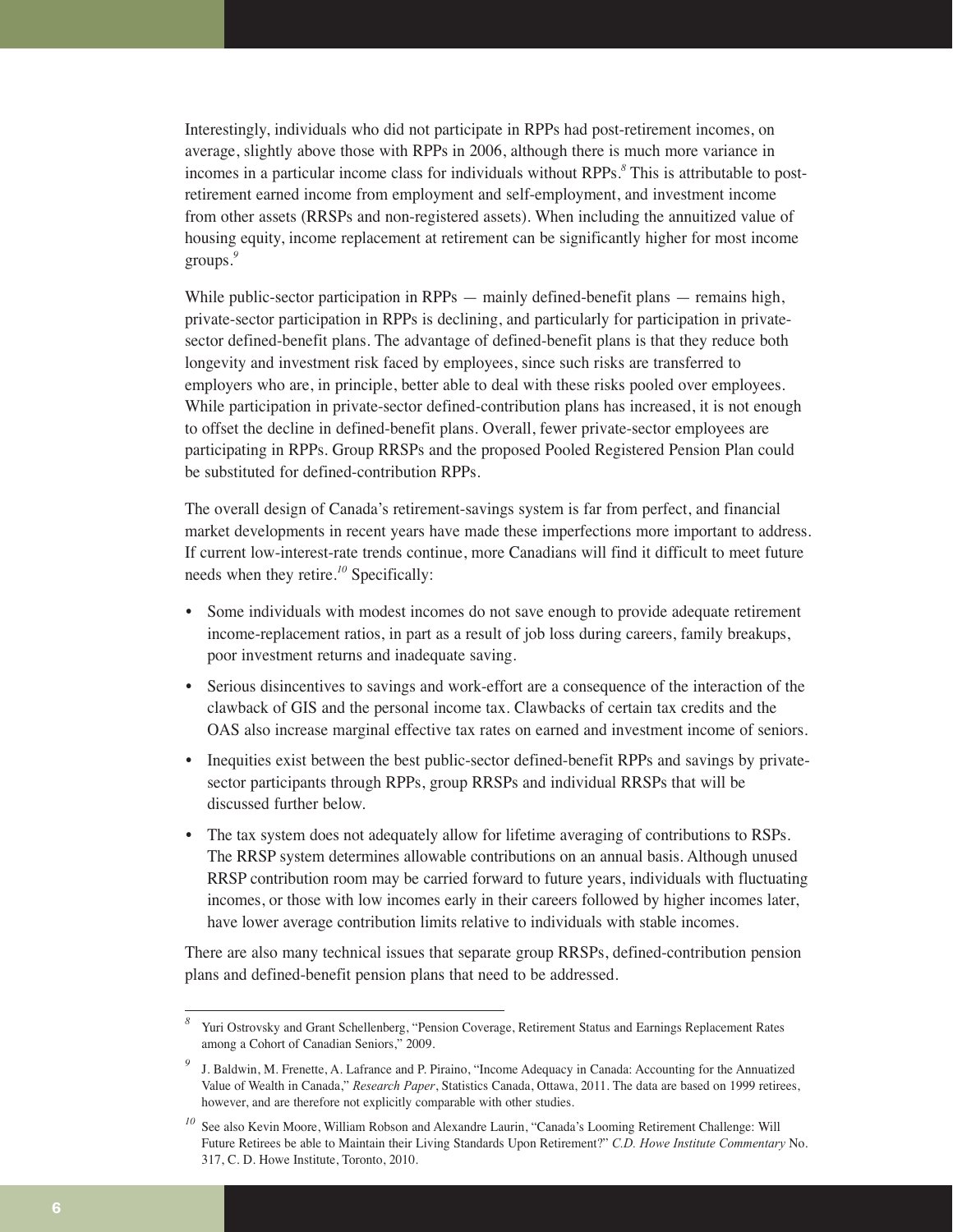Interestingly, individuals who did not participate in RPPs had post-retirement incomes, on average, slightly above those with RPPs in 2006, although there is much more variance in incomes in a particular income class for individuals without RPPs.[8] This is attributable to post-retirement earned income from employment and self-employment, and investment income from other assets (RRSPs and non-registered assets). When including the annuitized value of housing equity, income replacement at retirement can be significantly higher for most income groups.[9]

While public-sector participation in RPPs — mainly defined-benefit plans — remains high, private-sector participation in RPPs is declining, and particularly for participation in private-sector defined-benefit plans. The advantage of defined-benefit plans is that they reduce both longevity and investment risk faced by employees, since such risks are transferred to employers who are, in principle, better able to deal with these risks pooled over employees. While participation in private-sector defined-contribution plans has increased, it is not enough to offset the decline in defined-benefit plans. Overall, fewer private-sector employees are participating in RPPs. Group RRSPs and the proposed Pooled Registered Pension Plan could be substituted for defined-contribution RPPs.

The overall design of Canada's retirement-savings system is far from perfect, and financial market developments in recent years have made these imperfections more important to address. If current low-interest-rate trends continue, more Canadians will find it difficult to meet future needs when they retire.[10] Specifically:

- Some individuals with modest incomes do not save enough to provide adequate retirement income-replacement ratios, in part as a result of job loss during careers, family breakups, poor investment returns and inadequate saving.
- Serious disincentives to savings and work-effort are a consequence of the interaction of the clawback of GIS and the personal income tax. Clawbacks of certain tax credits and the OAS also increase marginal effective tax rates on earned and investment income of seniors.
- Inequities exist between the best public-sector defined-benefit RPPs and savings by private-sector participants through RPPs, group RRSPs and individual RRSPs that will be discussed further below.
- The tax system does not adequately allow for lifetime averaging of contributions to RSPs. The RRSP system determines allowable contributions on an annual basis. Although unused RRSP contribution room may be carried forward to future years, individuals with fluctuating incomes, or those with low incomes early in their careers followed by higher incomes later, have lower average contribution limits relative to individuals with stable incomes.

There are also many technical issues that separate group RRSPs, defined-contribution pension plans and defined-benefit pension plans that need to be addressed.

---

[8] Yuri Ostrovsky and Grant Schellenberg, "Pension Coverage, Retirement Status and Earnings Replacement Rates among a Cohort of Canadian Seniors," 2009.

[9] J. Baldwin, M. Frenette, A. Lafrance and P. Piraino, "Income Adequacy in Canada: Accounting for the Annuitized Value of Wealth in Canada," *Research Paper*, Statistics Canada, Ottawa, 2011. The data are based on 1999 retirees, however, and are therefore not explicitly comparable with other studies.

[10] See also Kevin Moore, William Robson and Alexandre Laurin, "Canada's Looming Retirement Challenge: Will Future Retirees be able to Maintain their Living Standards Upon Retirement?" *C.D. Howe Institute Commentary* No. 317, C. D. Howe Institute, Toronto, 2010.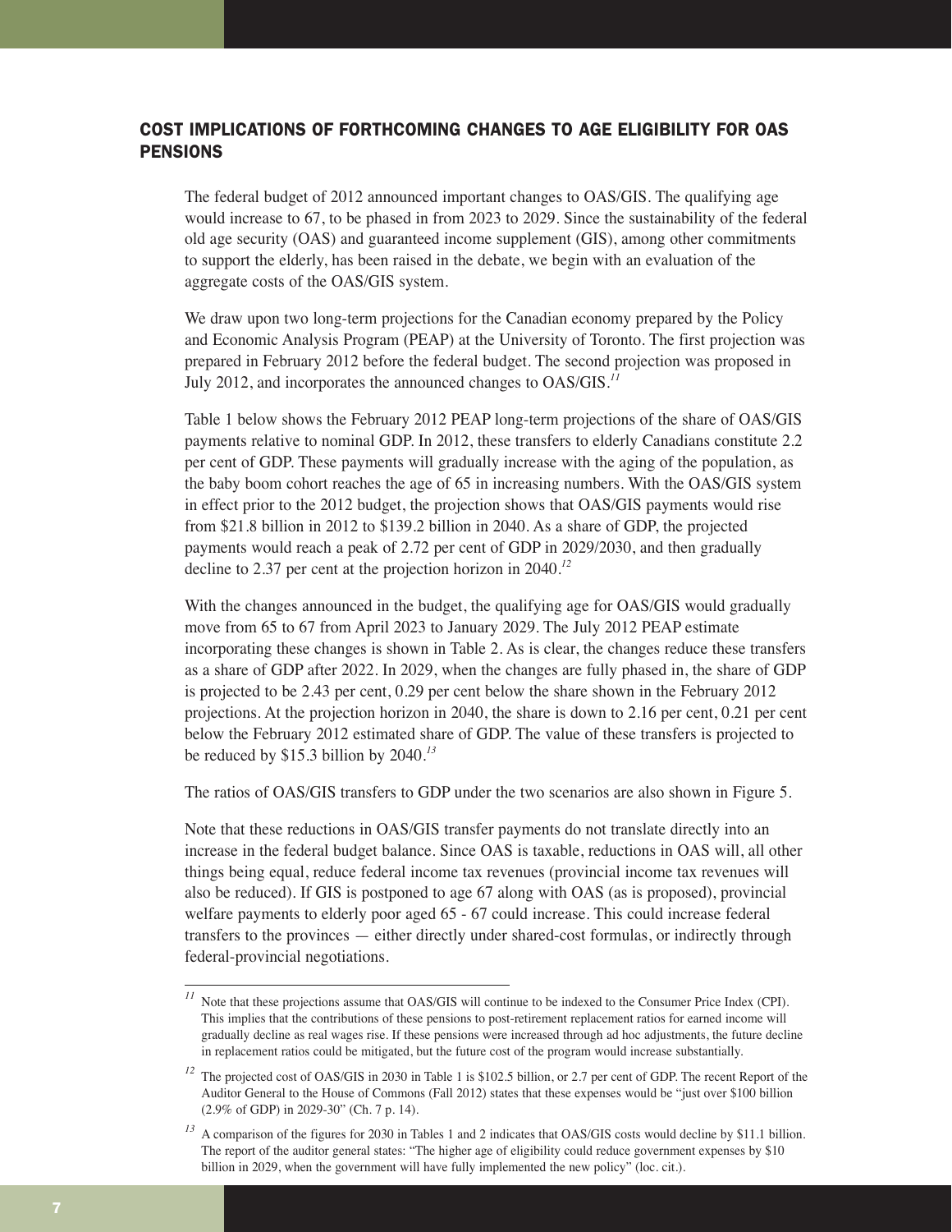## COST IMPLICATIONS OF FORTHCOMING CHANGES TO AGE ELIGIBILITY FOR OAS PENSIONS

The federal budget of 2012 announced important changes to OAS/GIS. The qualifying age would increase to 67, to be phased in from 2023 to 2029. Since the sustainability of the federal old age security (OAS) and guaranteed income supplement (GIS), among other commitments to support the elderly, has been raised in the debate, we begin with an evaluation of the aggregate costs of the OAS/GIS system.

We draw upon two long-term projections for the Canadian economy prepared by the Policy and Economic Analysis Program (PEAP) at the University of Toronto. The first projection was prepared in February 2012 before the federal budget. The second projection was proposed in July 2012, and incorporates the announced changes to OAS/GIS.[11]

Table 1 below shows the February 2012 PEAP long-term projections of the share of OAS/GIS payments relative to nominal GDP. In 2012, these transfers to elderly Canadians constitute 2.2 per cent of GDP. These payments will gradually increase with the aging of the population, as the baby boom cohort reaches the age of 65 in increasing numbers. With the OAS/GIS system in effect prior to the 2012 budget, the projection shows that OAS/GIS payments would rise from $21.8 billion in 2012 to $139.2 billion in 2040. As a share of GDP, the projected payments would reach a peak of 2.72 per cent of GDP in 2029/2030, and then gradually decline to 2.37 per cent at the projection horizon in 2040.[12]

With the changes announced in the budget, the qualifying age for OAS/GIS would gradually move from 65 to 67 from April 2023 to January 2029. The July 2012 PEAP estimate incorporating these changes is shown in Table 2. As is clear, the changes reduce these transfers as a share of GDP after 2022. In 2029, when the changes are fully phased in, the share of GDP is projected to be 2.43 per cent, 0.29 per cent below the share shown in the February 2012 projections. At the projection horizon in 2040, the share is down to 2.16 per cent, 0.21 per cent below the February 2012 estimated share of GDP. The value of these transfers is projected to be reduced by $15.3 billion by 2040.[13]

The ratios of OAS/GIS transfers to GDP under the two scenarios are also shown in Figure 5.

Note that these reductions in OAS/GIS transfer payments do not translate directly into an increase in the federal budget balance. Since OAS is taxable, reductions in OAS will, all other things being equal, reduce federal income tax revenues (provincial income tax revenues will also be reduced). If GIS is postponed to age 67 along with OAS (as is proposed), provincial welfare payments to elderly poor aged 65 - 67 could increase. This could increase federal transfers to the provinces — either directly under shared-cost formulas, or indirectly through federal-provincial negotiations.

---

[11] Note that these projections assume that OAS/GIS will continue to be indexed to the Consumer Price Index (CPI). This implies that the contributions of these pensions to post-retirement replacement ratios for earned income will gradually decline as real wages rise. If these pensions were increased through ad hoc adjustments, the future decline in replacement ratios could be mitigated, but the future cost of the program would increase substantially.

[12] The projected cost of OAS/GIS in 2030 in Table 1 is $102.5 billion, or 2.7 per cent of GDP. The recent Report of the Auditor General to the House of Commons (Fall 2012) states that these expenses would be "just over $100 billion (2.9% of GDP) in 2029-30" (Ch. 7 p. 14).

[13] A comparison of the figures for 2030 in Tables 1 and 2 indicates that OAS/GIS costs would decline by $11.1 billion. The report of the auditor general states: "The higher age of eligibility could reduce government expenses by $10 billion in 2029, when the government will have fully implemented the new policy" (loc. cit.).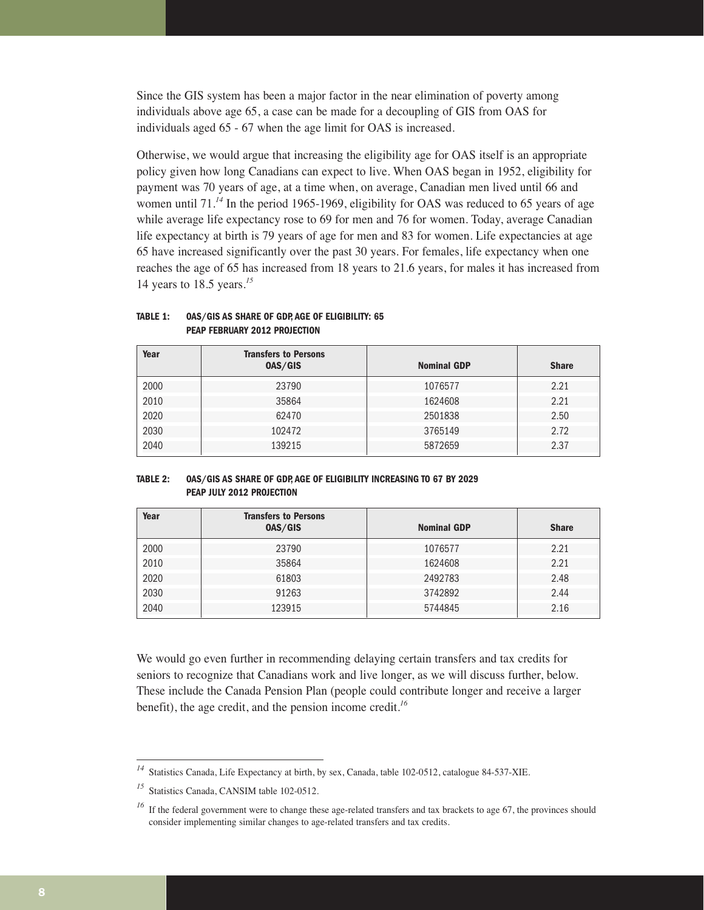Since the GIS system has been a major factor in the near elimination of poverty among individuals above age 65, a case can be made for a decoupling of GIS from OAS for individuals aged 65 - 67 when the age limit for OAS is increased.

Otherwise, we would argue that increasing the eligibility age for OAS itself is an appropriate policy given how long Canadians can expect to live. When OAS began in 1952, eligibility for payment was 70 years of age, at a time when, on average, Canadian men lived until 66 and women until 71.[14] In the period 1965-1969, eligibility for OAS was reduced to 65 years of age while average life expectancy rose to 69 for men and 76 for women. Today, average Canadian life expectancy at birth is 79 years of age for men and 83 for women. Life expectancies at age 65 have increased significantly over the past 30 years. For females, life expectancy when one reaches the age of 65 has increased from 18 years to 21.6 years, for males it has increased from 14 years to 18.5 years.[15]

**TABLE 1: OAS/GIS AS SHARE OF GDP, AGE OF ELIGIBILITY: 65**
**PEAP FEBRUARY 2012 PROJECTION**

| Year | Transfers to Persons OAS/GIS | Nominal GDP | Share |
|---|---|---|---|
| 2000 | 23790 | 1076577 | 2.21 |
| 2010 | 35864 | 1624608 | 2.21 |
| 2020 | 62470 | 2501838 | 2.50 |
| 2030 | 102472 | 3765149 | 2.72 |
| 2040 | 139215 | 5872659 | 2.37 |

**TABLE 2: OAS/GIS AS SHARE OF GDP, AGE OF ELIGIBILITY INCREASING TO 67 BY 2029**
**PEAP JULY 2012 PROJECTION**

| Year | Transfers to Persons OAS/GIS | Nominal GDP | Share |
|---|---|---|---|
| 2000 | 23790 | 1076577 | 2.21 |
| 2010 | 35864 | 1624608 | 2.21 |
| 2020 | 61803 | 2492783 | 2.48 |
| 2030 | 91263 | 3742892 | 2.44 |
| 2040 | 123915 | 5744845 | 2.16 |

We would go even further in recommending delaying certain transfers and tax credits for seniors to recognize that Canadians work and live longer, as we will discuss further, below. These include the Canada Pension Plan (people could contribute longer and receive a larger benefit), the age credit, and the pension income credit.[16]

---

[14] Statistics Canada, Life Expectancy at birth, by sex, Canada, table 102-0512, catalogue 84-537-XIE.

[15] Statistics Canada, CANSIM table 102-0512.

[16] If the federal government were to change these age-related transfers and tax brackets to age 67, the provinces should consider implementing similar changes to age-related transfers and tax credits.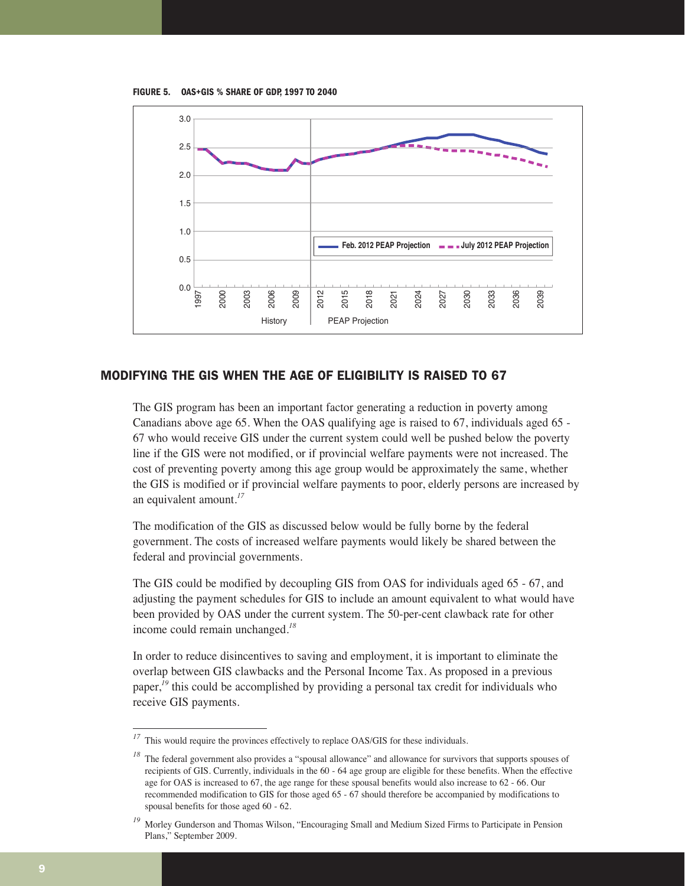FIGURE 5. OAS+GIS % SHARE OF GDP, 1997 TO 2040

## MODIFYING THE GIS WHEN THE AGE OF ELIGIBILITY IS RAISED TO 67

The GIS program has been an important factor generating a reduction in poverty among Canadians above age 65. When the OAS qualifying age is raised to 67, individuals aged 65 - 67 who would receive GIS under the current system could well be pushed below the poverty line if the GIS were not modified, or if provincial welfare payments were not increased. The cost of preventing poverty among this age group would be approximately the same, whether the GIS is modified or if provincial welfare payments to poor, elderly persons are increased by an equivalent amount.[17]

The modification of the GIS as discussed below would be fully borne by the federal government. The costs of increased welfare payments would likely be shared between the federal and provincial governments.

The GIS could be modified by decoupling GIS from OAS for individuals aged 65 - 67, and adjusting the payment schedules for GIS to include an amount equivalent to what would have been provided by OAS under the current system. The 50-per-cent clawback rate for other income could remain unchanged.[18]

In order to reduce disincentives to saving and employment, it is important to eliminate the overlap between GIS clawbacks and the Personal Income Tax. As proposed in a previous paper,[19] this could be accomplished by providing a personal tax credit for individuals who receive GIS payments.

---

[17] This would require the provinces effectively to replace OAS/GIS for these individuals.

[18] The federal government also provides a "spousal allowance" and allowance for survivors that supports spouses of recipients of GIS. Currently, individuals in the 60 - 64 age group are eligible for these benefits. When the effective age for OAS is increased to 67, the age range for these spousal benefits would also increase to 62 - 66. Our recommended modification to GIS for those aged 65 - 67 should therefore be accompanied by modifications to spousal benefits for those aged 60 - 62.

[19] Morley Gunderson and Thomas Wilson, "Encouraging Small and Medium Sized Firms to Participate in Pension Plans," September 2009.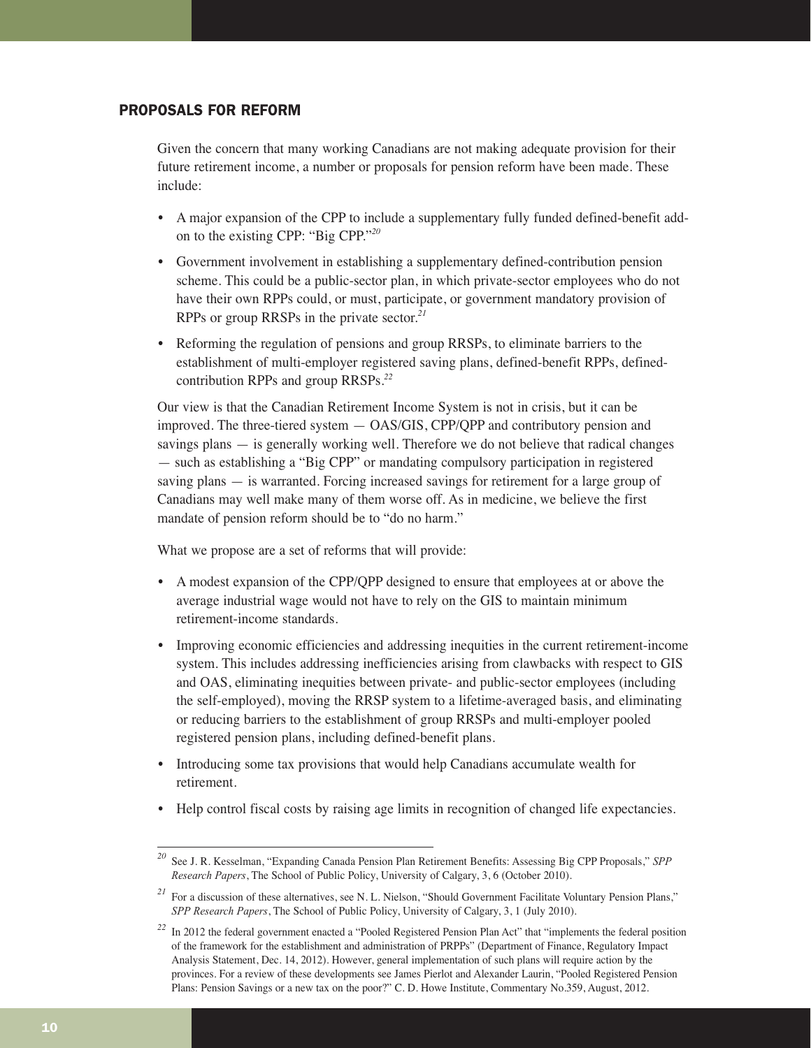## PROPOSALS FOR REFORM

Given the concern that many working Canadians are not making adequate provision for their future retirement income, a number or proposals for pension reform have been made. These include:

- A major expansion of the CPP to include a supplementary fully funded defined-benefit add-on to the existing CPP: "Big CPP."[20]
- Government involvement in establishing a supplementary defined-contribution pension scheme. This could be a public-sector plan, in which private-sector employees who do not have their own RPPs could, or must, participate, or government mandatory provision of RPPs or group RRSPs in the private sector.[21]
- Reforming the regulation of pensions and group RRSPs, to eliminate barriers to the establishment of multi-employer registered saving plans, defined-benefit RPPs, defined-contribution RPPs and group RRSPs.[22]

Our view is that the Canadian Retirement Income System is not in crisis, but it can be improved. The three-tiered system — OAS/GIS, CPP/QPP and contributory pension and savings plans — is generally working well. Therefore we do not believe that radical changes — such as establishing a "Big CPP" or mandating compulsory participation in registered saving plans — is warranted. Forcing increased savings for retirement for a large group of Canadians may well make many of them worse off. As in medicine, we believe the first mandate of pension reform should be to "do no harm."

What we propose are a set of reforms that will provide:

- A modest expansion of the CPP/QPP designed to ensure that employees at or above the average industrial wage would not have to rely on the GIS to maintain minimum retirement-income standards.
- Improving economic efficiencies and addressing inequities in the current retirement-income system. This includes addressing inefficiencies arising from clawbacks with respect to GIS and OAS, eliminating inequities between private- and public-sector employees (including the self-employed), moving the RRSP system to a lifetime-averaged basis, and eliminating or reducing barriers to the establishment of group RRSPs and multi-employer pooled registered pension plans, including defined-benefit plans.
- Introducing some tax provisions that would help Canadians accumulate wealth for retirement.
- Help control fiscal costs by raising age limits in recognition of changed life expectancies.

---

[20] See J. R. Kesselman, "Expanding Canada Pension Plan Retirement Benefits: Assessing Big CPP Proposals," *SPP Research Papers*, The School of Public Policy, University of Calgary, 3, 6 (October 2010).

[21] For a discussion of these alternatives, see N. L. Nielson, "Should Government Facilitate Voluntary Pension Plans," *SPP Research Papers*, The School of Public Policy, University of Calgary, 3, 1 (July 2010).

[22] In 2012 the federal government enacted a "Pooled Registered Pension Plan Act" that "implements the federal position of the framework for the establishment and administration of PRPPs" (Department of Finance, Regulatory Impact Analysis Statement, Dec. 14, 2012). However, general implementation of such plans will require action by the provinces. For a review of these developments see James Pierlot and Alexander Laurin, "Pooled Registered Pension Plans: Pension Savings or a new tax on the poor?" C. D. Howe Institute, Commentary No.359, August, 2012.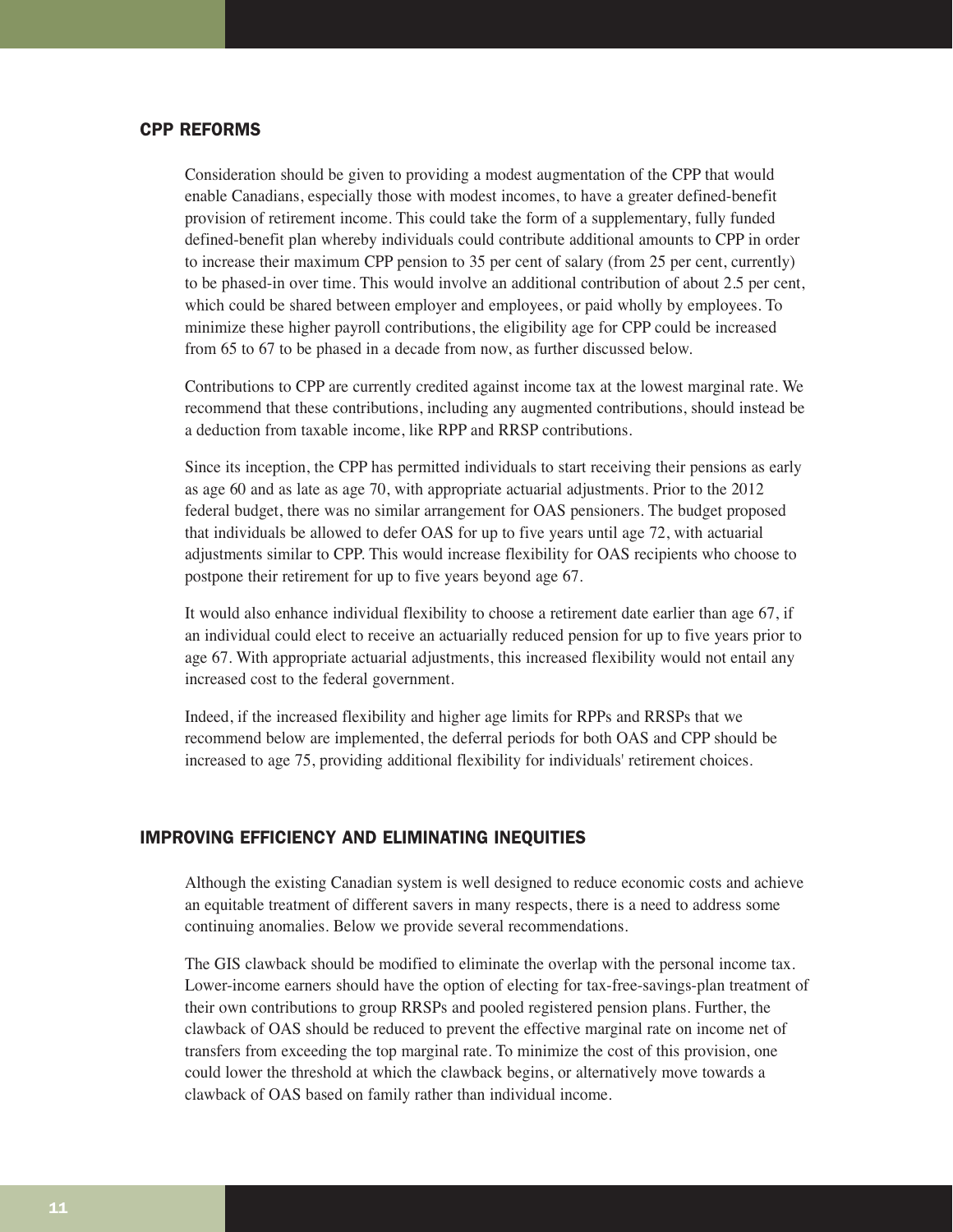## CPP REFORMS

Consideration should be given to providing a modest augmentation of the CPP that would enable Canadians, especially those with modest incomes, to have a greater defined-benefit provision of retirement income. This could take the form of a supplementary, fully funded defined-benefit plan whereby individuals could contribute additional amounts to CPP in order to increase their maximum CPP pension to 35 per cent of salary (from 25 per cent, currently) to be phased-in over time. This would involve an additional contribution of about 2.5 per cent, which could be shared between employer and employees, or paid wholly by employees. To minimize these higher payroll contributions, the eligibility age for CPP could be increased from 65 to 67 to be phased in a decade from now, as further discussed below.

Contributions to CPP are currently credited against income tax at the lowest marginal rate. We recommend that these contributions, including any augmented contributions, should instead be a deduction from taxable income, like RPP and RRSP contributions.

Since its inception, the CPP has permitted individuals to start receiving their pensions as early as age 60 and as late as age 70, with appropriate actuarial adjustments. Prior to the 2012 federal budget, there was no similar arrangement for OAS pensioners. The budget proposed that individuals be allowed to defer OAS for up to five years until age 72, with actuarial adjustments similar to CPP. This would increase flexibility for OAS recipients who choose to postpone their retirement for up to five years beyond age 67.

It would also enhance individual flexibility to choose a retirement date earlier than age 67, if an individual could elect to receive an actuarially reduced pension for up to five years prior to age 67. With appropriate actuarial adjustments, this increased flexibility would not entail any increased cost to the federal government.

Indeed, if the increased flexibility and higher age limits for RPPs and RRSPs that we recommend below are implemented, the deferral periods for both OAS and CPP should be increased to age 75, providing additional flexibility for individuals' retirement choices.

## IMPROVING EFFICIENCY AND ELIMINATING INEQUITIES

Although the existing Canadian system is well designed to reduce economic costs and achieve an equitable treatment of different savers in many respects, there is a need to address some continuing anomalies. Below we provide several recommendations.

The GIS clawback should be modified to eliminate the overlap with the personal income tax. Lower-income earners should have the option of electing for tax-free-savings-plan treatment of their own contributions to group RRSPs and pooled registered pension plans. Further, the clawback of OAS should be reduced to prevent the effective marginal rate on income net of transfers from exceeding the top marginal rate. To minimize the cost of this provision, one could lower the threshold at which the clawback begins, or alternatively move towards a clawback of OAS based on family rather than individual income.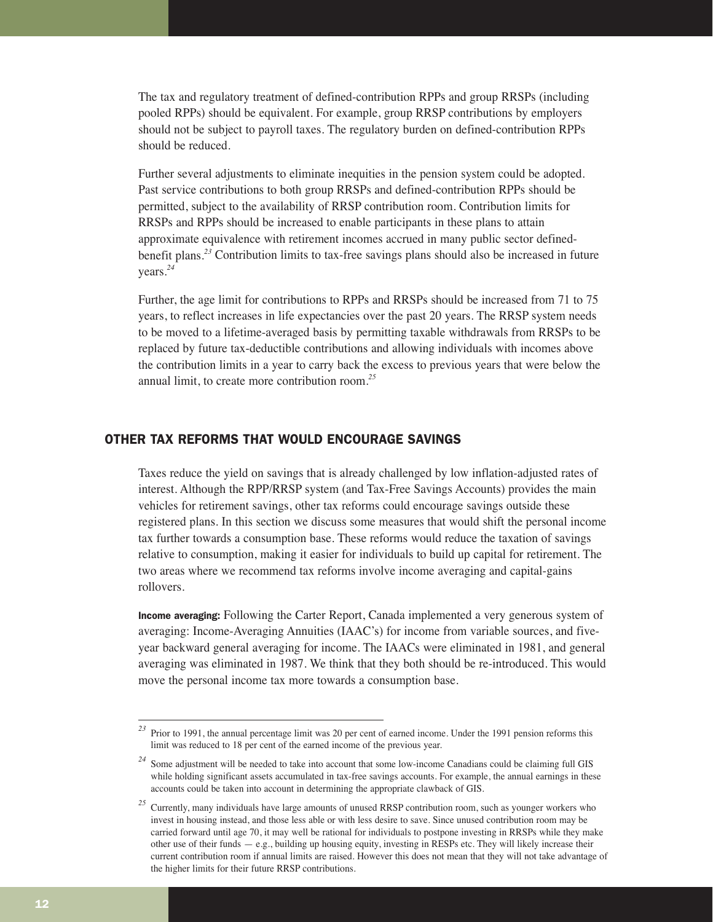The tax and regulatory treatment of defined-contribution RPPs and group RRSPs (including pooled RPPs) should be equivalent. For example, group RRSP contributions by employers should not be subject to payroll taxes. The regulatory burden on defined-contribution RPPs should be reduced.

Further several adjustments to eliminate inequities in the pension system could be adopted. Past service contributions to both group RRSPs and defined-contribution RPPs should be permitted, subject to the availability of RRSP contribution room. Contribution limits for RRSPs and RPPs should be increased to enable participants in these plans to attain approximate equivalence with retirement incomes accrued in many public sector defined-benefit plans.[23] Contribution limits to tax-free savings plans should also be increased in future years.[24]

Further, the age limit for contributions to RPPs and RRSPs should be increased from 71 to 75 years, to reflect increases in life expectancies over the past 20 years. The RRSP system needs to be moved to a lifetime-averaged basis by permitting taxable withdrawals from RRSPs to be replaced by future tax-deductible contributions and allowing individuals with incomes above the contribution limits in a year to carry back the excess to previous years that were below the annual limit, to create more contribution room.[25]

## OTHER TAX REFORMS THAT WOULD ENCOURAGE SAVINGS

Taxes reduce the yield on savings that is already challenged by low inflation-adjusted rates of interest. Although the RPP/RRSP system (and Tax-Free Savings Accounts) provides the main vehicles for retirement savings, other tax reforms could encourage savings outside these registered plans. In this section we discuss some measures that would shift the personal income tax further towards a consumption base. These reforms would reduce the taxation of savings relative to consumption, making it easier for individuals to build up capital for retirement. The two areas where we recommend tax reforms involve income averaging and capital-gains rollovers.

**Income averaging:** Following the Carter Report, Canada implemented a very generous system of averaging: Income-Averaging Annuities (IAAC's) for income from variable sources, and five-year backward general averaging for income. The IAACs were eliminated in 1981, and general averaging was eliminated in 1987. We think that they both should be re-introduced. This would move the personal income tax more towards a consumption base.

---

[23] Prior to 1991, the annual percentage limit was 20 per cent of earned income. Under the 1991 pension reforms this limit was reduced to 18 per cent of the earned income of the previous year.

[24] Some adjustment will be needed to take into account that some low-income Canadians could be claiming full GIS while holding significant assets accumulated in tax-free savings accounts. For example, the annual earnings in these accounts could be taken into account in determining the appropriate clawback of GIS.

[25] Currently, many individuals have large amounts of unused RRSP contribution room, such as younger workers who invest in housing instead, and those less able or with less desire to save. Since unused contribution room may be carried forward until age 70, it may well be rational for individuals to postpone investing in RRSPs while they make other use of their funds — e.g., building up housing equity, investing in RESPs etc. They will likely increase their current contribution room if annual limits are raised. However this does not mean that they will not take advantage of the higher limits for their future RRSP contributions.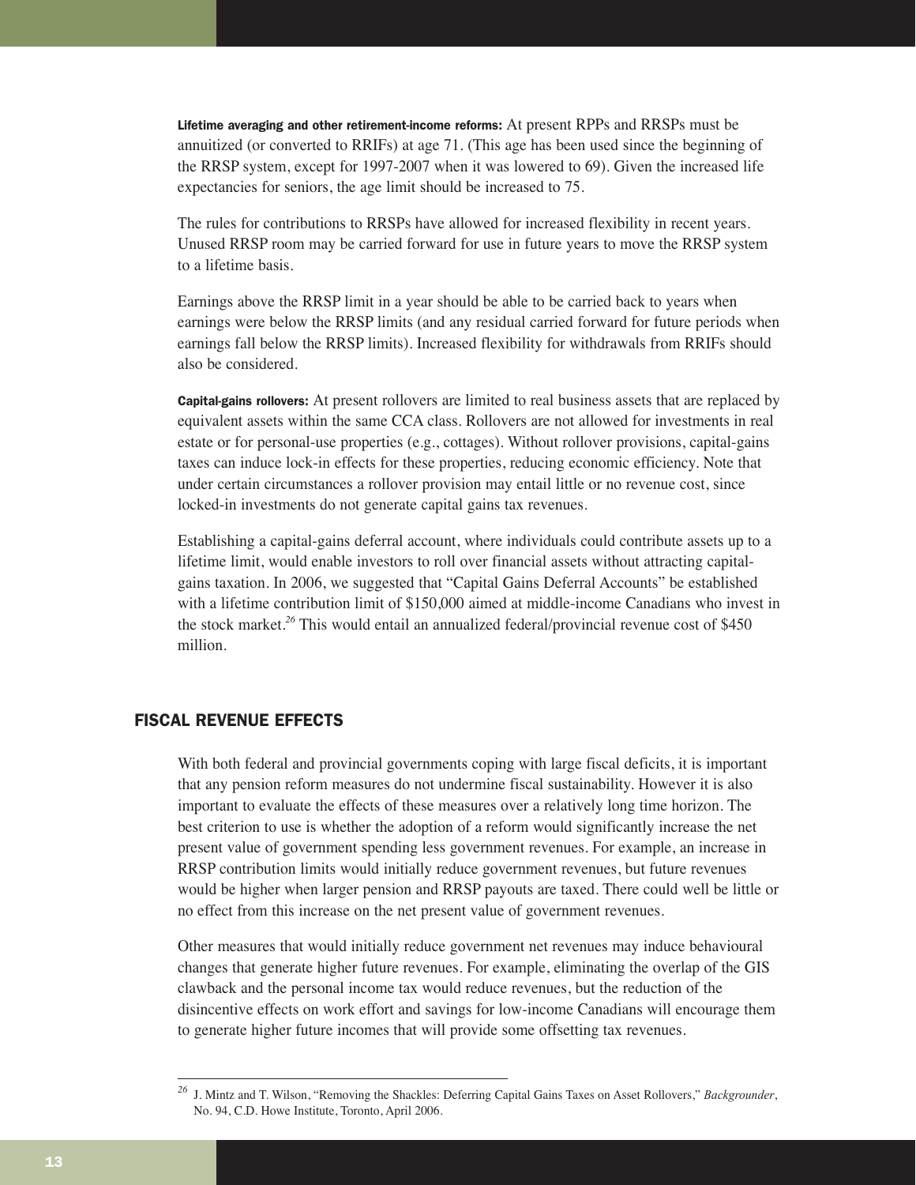**Lifetime averaging and other retirement-income reforms:** At present RPPs and RRSPs must be annuitized (or converted to RRIFs) at age 71. (This age has been used since the beginning of the RRSP system, except for 1997-2007 when it was lowered to 69). Given the increased life expectancies for seniors, the age limit should be increased to 75.

The rules for contributions to RRSPs have allowed for increased flexibility in recent years. Unused RRSP room may be carried forward for use in future years to move the RRSP system to a lifetime basis.

Earnings above the RRSP limit in a year should be able to be carried back to years when earnings were below the RRSP limits (and any residual carried forward for future periods when earnings fall below the RRSP limits). Increased flexibility for withdrawals from RRIFs should also be considered.

**Capital-gains rollovers:** At present rollovers are limited to real business assets that are replaced by equivalent assets within the same CCA class. Rollovers are not allowed for investments in real estate or for personal-use properties (e.g., cottages). Without rollover provisions, capital-gains taxes can induce lock-in effects for these properties, reducing economic efficiency. Note that under certain circumstances a rollover provision may entail little or no revenue cost, since locked-in investments do not generate capital gains tax revenues.

Establishing a capital-gains deferral account, where individuals could contribute assets up to a lifetime limit, would enable investors to roll over financial assets without attracting capital-gains taxation. In 2006, we suggested that "Capital Gains Deferral Accounts" be established with a lifetime contribution limit of $150,000 aimed at middle-income Canadians who invest in the stock market.[26] This would entail an annualized federal/provincial revenue cost of $450 million.

## FISCAL REVENUE EFFECTS

With both federal and provincial governments coping with large fiscal deficits, it is important that any pension reform measures do not undermine fiscal sustainability. However it is also important to evaluate the effects of these measures over a relatively long time horizon. The best criterion to use is whether the adoption of a reform would significantly increase the net present value of government spending less government revenues. For example, an increase in RRSP contribution limits would initially reduce government revenues, but future revenues would be higher when larger pension and RRSP payouts are taxed. There could well be little or no effect from this increase on the net present value of government revenues.

Other measures that would initially reduce government net revenues may induce behavioural changes that generate higher future revenues. For example, eliminating the overlap of the GIS clawback and the personal income tax would reduce revenues, but the reduction of the disincentive effects on work effort and savings for low-income Canadians will encourage them to generate higher future incomes that will provide some offsetting tax revenues.

---

[26] J. Mintz and T. Wilson, "Removing the Shackles: Deferring Capital Gains Taxes on Asset Rollovers," *Backgrounder*, No. 94, C.D. Howe Institute, Toronto, April 2006.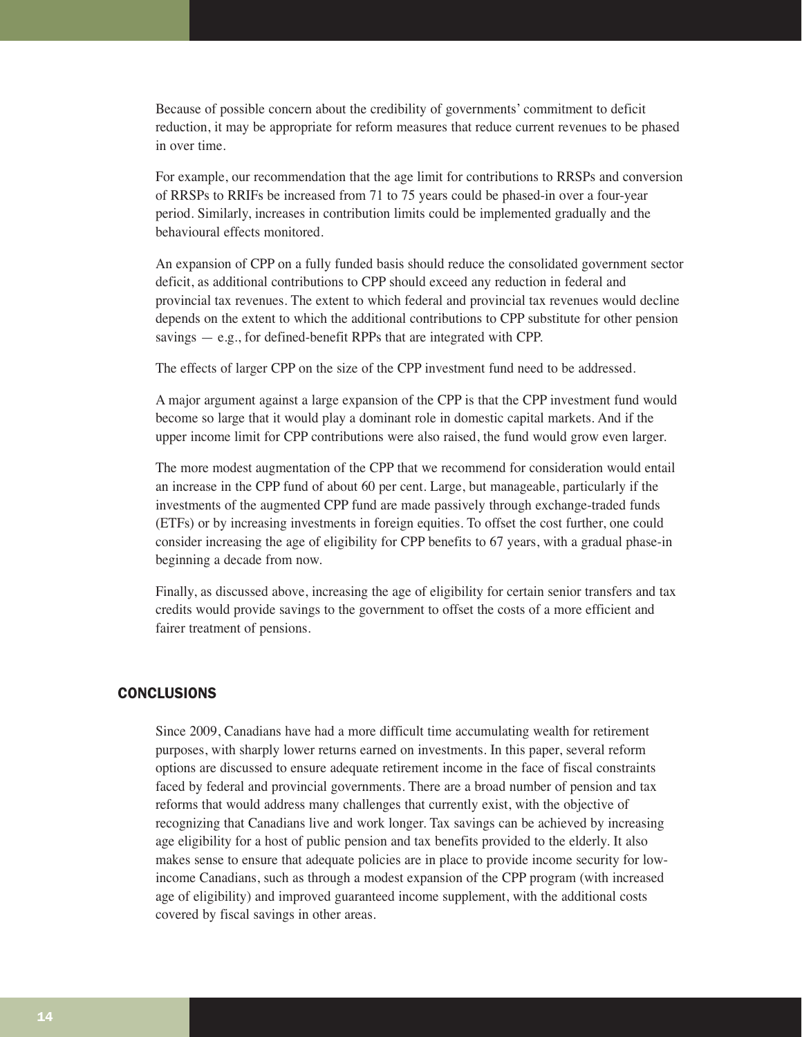Because of possible concern about the credibility of governments' commitment to deficit reduction, it may be appropriate for reform measures that reduce current revenues to be phased in over time.

For example, our recommendation that the age limit for contributions to RRSPs and conversion of RRSPs to RRIFs be increased from 71 to 75 years could be phased-in over a four-year period. Similarly, increases in contribution limits could be implemented gradually and the behavioural effects monitored.

An expansion of CPP on a fully funded basis should reduce the consolidated government sector deficit, as additional contributions to CPP should exceed any reduction in federal and provincial tax revenues. The extent to which federal and provincial tax revenues would decline depends on the extent to which the additional contributions to CPP substitute for other pension savings — e.g., for defined-benefit RPPs that are integrated with CPP.

The effects of larger CPP on the size of the CPP investment fund need to be addressed.

A major argument against a large expansion of the CPP is that the CPP investment fund would become so large that it would play a dominant role in domestic capital markets. And if the upper income limit for CPP contributions were also raised, the fund would grow even larger.

The more modest augmentation of the CPP that we recommend for consideration would entail an increase in the CPP fund of about 60 per cent. Large, but manageable, particularly if the investments of the augmented CPP fund are made passively through exchange-traded funds (ETFs) or by increasing investments in foreign equities. To offset the cost further, one could consider increasing the age of eligibility for CPP benefits to 67 years, with a gradual phase-in beginning a decade from now.

Finally, as discussed above, increasing the age of eligibility for certain senior transfers and tax credits would provide savings to the government to offset the costs of a more efficient and fairer treatment of pensions.

## CONCLUSIONS

Since 2009, Canadians have had a more difficult time accumulating wealth for retirement purposes, with sharply lower returns earned on investments. In this paper, several reform options are discussed to ensure adequate retirement income in the face of fiscal constraints faced by federal and provincial governments. There are a broad number of pension and tax reforms that would address many challenges that currently exist, with the objective of recognizing that Canadians live and work longer. Tax savings can be achieved by increasing age eligibility for a host of public pension and tax benefits provided to the elderly. It also makes sense to ensure that adequate policies are in place to provide income security for low-income Canadians, such as through a modest expansion of the CPP program (with increased age of eligibility) and improved guaranteed income supplement, with the additional costs covered by fiscal savings in other areas.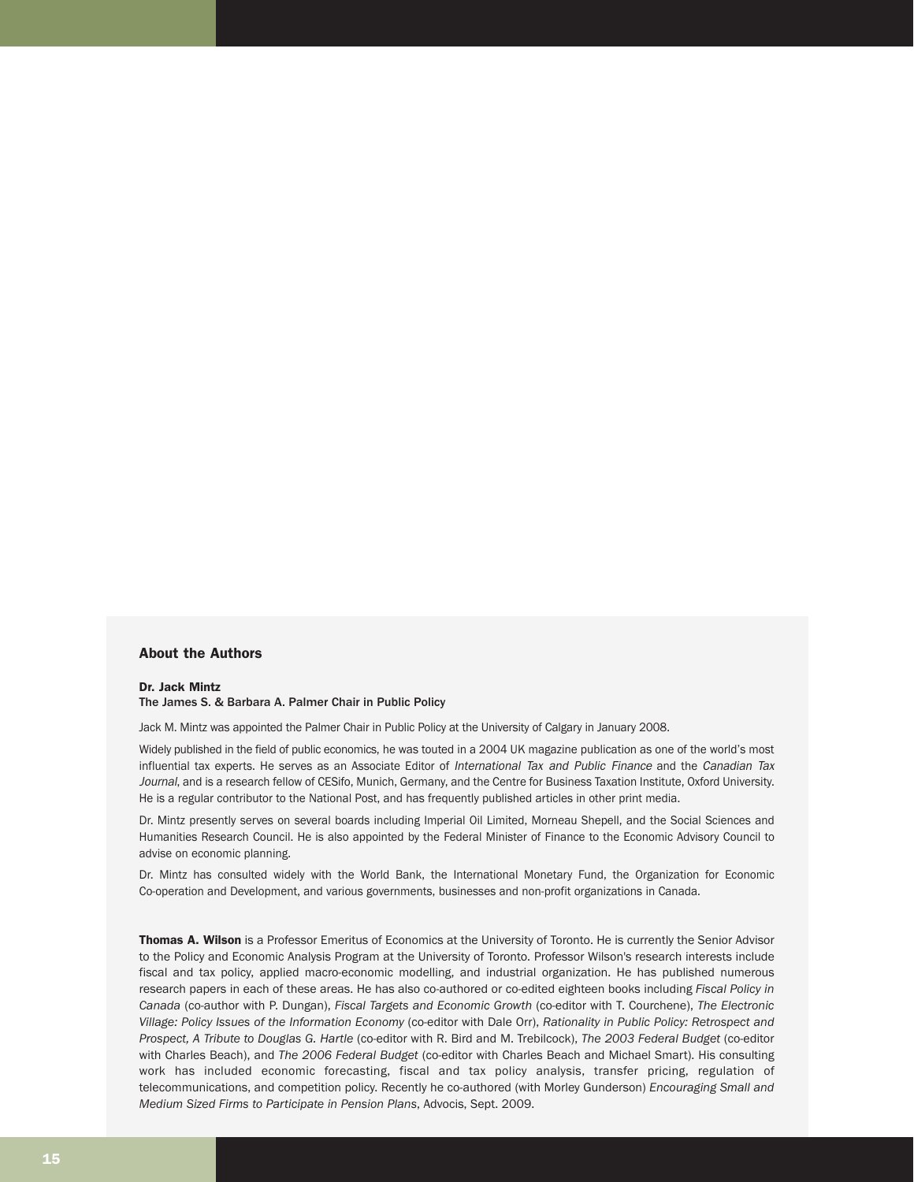## About the Authors

**Dr. Jack Mintz**
**The James S. & Barbara A. Palmer Chair in Public Policy**

Jack M. Mintz was appointed the Palmer Chair in Public Policy at the University of Calgary in January 2008.

Widely published in the field of public economics, he was touted in a 2004 UK magazine publication as one of the world's most influential tax experts. He serves as an Associate Editor of *International Tax and Public Finance* and the *Canadian Tax Journal*, and is a research fellow of CESifo, Munich, Germany, and the Centre for Business Taxation Institute, Oxford University. He is a regular contributor to the National Post, and has frequently published articles in other print media.

Dr. Mintz presently serves on several boards including Imperial Oil Limited, Morneau Shepell, and the Social Sciences and Humanities Research Council. He is also appointed by the Federal Minister of Finance to the Economic Advisory Council to advise on economic planning.

Dr. Mintz has consulted widely with the World Bank, the International Monetary Fund, the Organization for Economic Co-operation and Development, and various governments, businesses and non-profit organizations in Canada.

**Thomas A. Wilson** is a Professor Emeritus of Economics at the University of Toronto. He is currently the Senior Advisor to the Policy and Economic Analysis Program at the University of Toronto. Professor Wilson's research interests include fiscal and tax policy, applied macro-economic modelling, and industrial organization. He has published numerous research papers in each of these areas. He has also co-authored or co-edited eighteen books including *Fiscal Policy in Canada* (co-author with P. Dungan), *Fiscal Targets and Economic Growth* (co-editor with T. Courchene), *The Electronic Village: Policy Issues of the Information Economy* (co-editor with Dale Orr), *Rationality in Public Policy: Retrospect and Prospect, A Tribute to Douglas G. Hartle* (co-editor with R. Bird and M. Trebilcock), *The 2003 Federal Budget* (co-editor with Charles Beach), and *The 2006 Federal Budget* (co-editor with Charles Beach and Michael Smart). His consulting work has included economic forecasting, fiscal and tax policy analysis, transfer pricing, regulation of telecommunications, and competition policy. Recently he co-authored (with Morley Gunderson) *Encouraging Small and Medium Sized Firms to Participate in Pension Plans*, Advocis, Sept. 2009.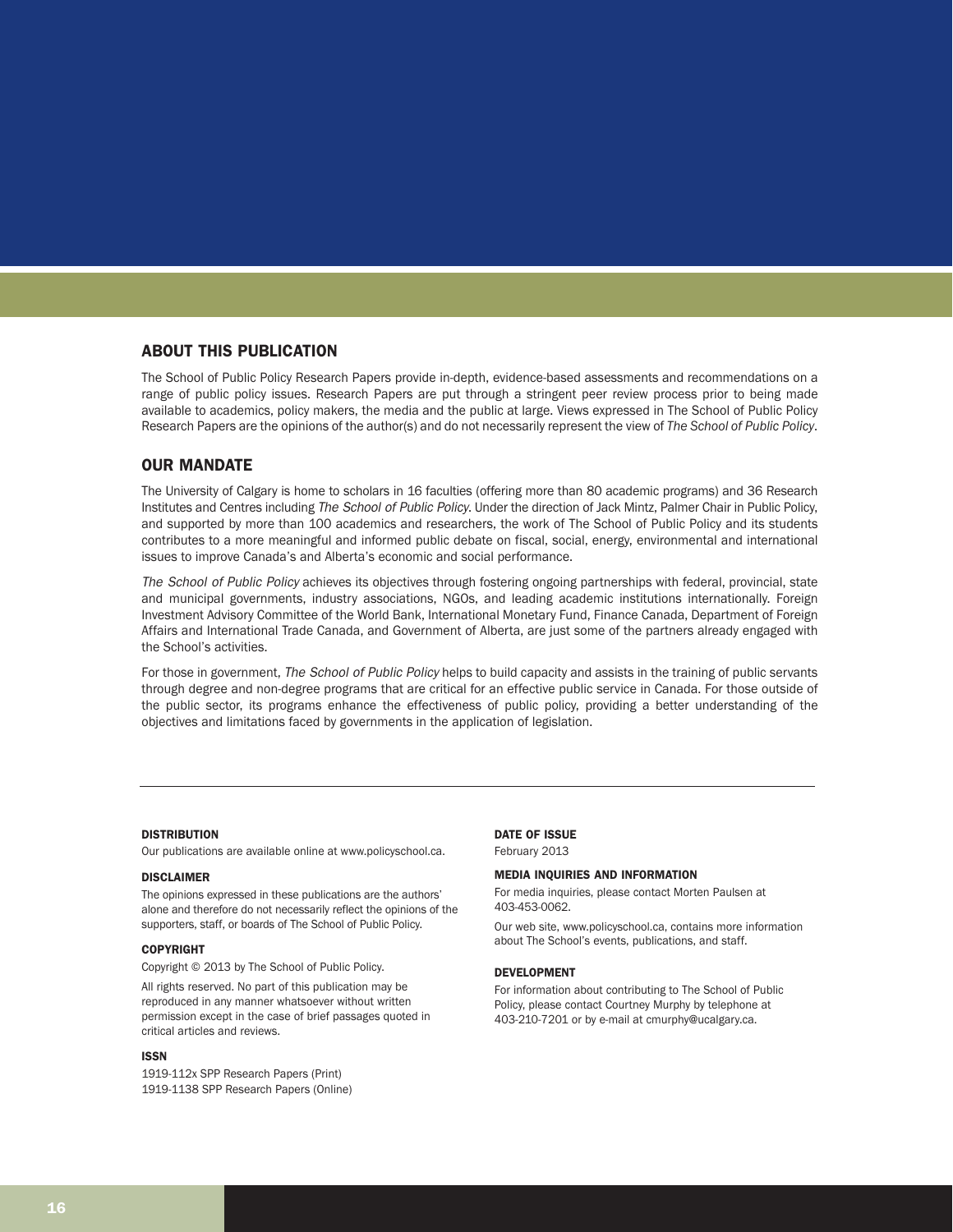## ABOUT THIS PUBLICATION

The School of Public Policy Research Papers provide in-depth, evidence-based assessments and recommendations on a range of public policy issues. Research Papers are put through a stringent peer review process prior to being made available to academics, policy makers, the media and the public at large. Views expressed in The School of Public Policy Research Papers are the opinions of the author(s) and do not necessarily represent the view of *The School of Public Policy*.

## OUR MANDATE

The University of Calgary is home to scholars in 16 faculties (offering more than 80 academic programs) and 36 Research Institutes and Centres including *The School of Public Policy*. Under the direction of Jack Mintz, Palmer Chair in Public Policy, and supported by more than 100 academics and researchers, the work of The School of Public Policy and its students contributes to a more meaningful and informed public debate on fiscal, social, energy, environmental and international issues to improve Canada's and Alberta's economic and social performance.

*The School of Public Policy* achieves its objectives through fostering ongoing partnerships with federal, provincial, state and municipal governments, industry associations, NGOs, and leading academic institutions internationally. Foreign Investment Advisory Committee of the World Bank, International Monetary Fund, Finance Canada, Department of Foreign Affairs and International Trade Canada, and Government of Alberta, are just some of the partners already engaged with the School's activities.

For those in government, *The School of Public Policy* helps to build capacity and assists in the training of public servants through degree and non-degree programs that are critical for an effective public service in Canada. For those outside of the public sector, its programs enhance the effectiveness of public policy, providing a better understanding of the objectives and limitations faced by governments in the application of legislation.

---

#### DISTRIBUTION

Our publications are available online at www.policyschool.ca.

#### DISCLAIMER

The opinions expressed in these publications are the authors' alone and therefore do not necessarily reflect the opinions of the supporters, staff, or boards of The School of Public Policy.

#### COPYRIGHT

Copyright © 2013 by The School of Public Policy.

All rights reserved. No part of this publication may be reproduced in any manner whatsoever without written permission except in the case of brief passages quoted in critical articles and reviews.

#### ISSN

1919-112x SPP Research Papers (Print)
1919-1138 SPP Research Papers (Online)

#### DATE OF ISSUE

February 2013

#### MEDIA INQUIRIES AND INFORMATION

For media inquiries, please contact Morten Paulsen at 403-453-0062.

Our web site, www.policyschool.ca, contains more information about The School's events, publications, and staff.

#### DEVELOPMENT

For information about contributing to The School of Public Policy, please contact Courtney Murphy by telephone at 403-210-7201 or by e-mail at cmurphy@ucalgary.ca.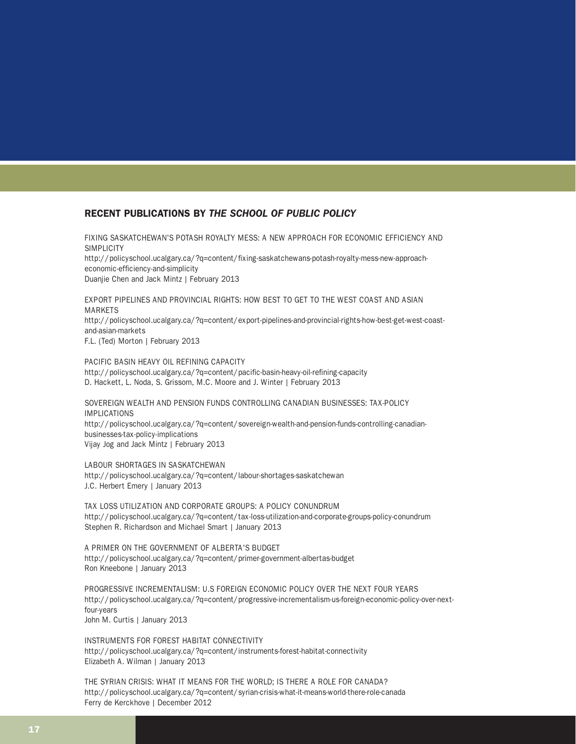## RECENT PUBLICATIONS BY *THE SCHOOL OF PUBLIC POLICY*

FIXING SASKATCHEWAN'S POTASH ROYALTY MESS: A NEW APPROACH FOR ECONOMIC EFFICIENCY AND SIMPLICITY
http://policyschool.ucalgary.ca/?q=content/fixing-saskatchewans-potash-royalty-mess-new-approach-economic-efficiency-and-simplicity
Duanjie Chen and Jack Mintz | February 2013

EXPORT PIPELINES AND PROVINCIAL RIGHTS: HOW BEST TO GET TO THE WEST COAST AND ASIAN MARKETS
http://policyschool.ucalgary.ca/?q=content/export-pipelines-and-provincial-rights-how-best-get-west-coast-and-asian-markets
F.L. (Ted) Morton | February 2013

PACIFIC BASIN HEAVY OIL REFINING CAPACITY
http://policyschool.ucalgary.ca/?q=content/pacific-basin-heavy-oil-refining-capacity
D. Hackett, L. Noda, S. Grissom, M.C. Moore and J. Winter | February 2013

SOVEREIGN WEALTH AND PENSION FUNDS CONTROLLING CANADIAN BUSINESSES: TAX-POLICY IMPLICATIONS
http://policyschool.ucalgary.ca/?q=content/sovereign-wealth-and-pension-funds-controlling-canadian-businesses-tax-policy-implications
Vijay Jog and Jack Mintz | February 2013

LABOUR SHORTAGES IN SASKATCHEWAN
http://policyschool.ucalgary.ca/?q=content/labour-shortages-saskatchewan
J.C. Herbert Emery | January 2013

TAX LOSS UTILIZATION AND CORPORATE GROUPS: A POLICY CONUNDRUM
http://policyschool.ucalgary.ca/?q=content/tax-loss-utilization-and-corporate-groups-policy-conundrum
Stephen R. Richardson and Michael Smart | January 2013

A PRIMER ON THE GOVERNMENT OF ALBERTA'S BUDGET
http://policyschool.ucalgary.ca/?q=content/primer-government-albertas-budget
Ron Kneebone | January 2013

PROGRESSIVE INCREMENTALISM: U.S FOREIGN ECONOMIC POLICY OVER THE NEXT FOUR YEARS
http://policyschool.ucalgary.ca/?q=content/progressive-incrementalism-us-foreign-economic-policy-over-next-four-years
John M. Curtis | January 2013

INSTRUMENTS FOR FOREST HABITAT CONNECTIVITY
http://policyschool.ucalgary.ca/?q=content/instruments-forest-habitat-connectivity
Elizabeth A. Wilman | January 2013

THE SYRIAN CRISIS: WHAT IT MEANS FOR THE WORLD; IS THERE A ROLE FOR CANADA?
http://policyschool.ucalgary.ca/?q=content/syrian-crisis-what-it-means-world-there-role-canada
Ferry de Kerckhove | December 2012